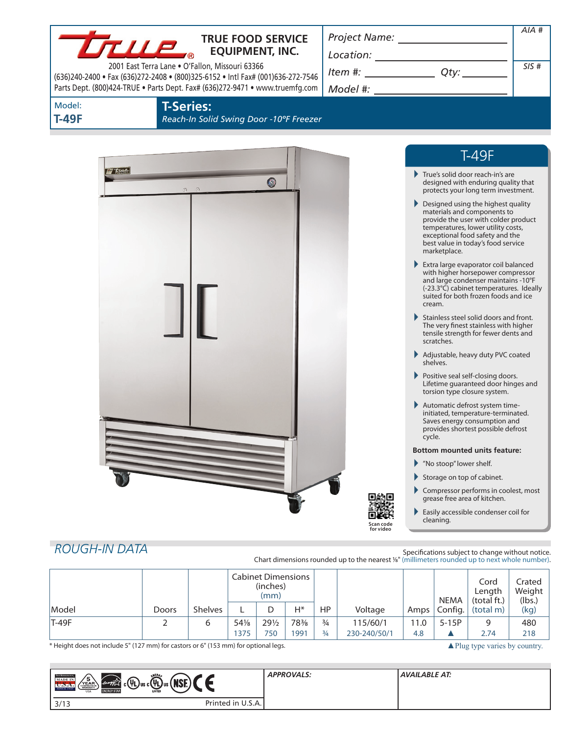**TRUE FOOD SERVICE EQUIPMENT, INC.**

2001 East Terra Lane • O'Fallon, Missouri 63366
(636)240-2400 • Fax (636)272-2408 • (800)325-6152 • Intl Fax# (001)636-272-7546
Parts Dept. (800)424-TRUE • Parts Dept. Fax# (636)272-9471 • www.truemfg.com

*Project Name:* ______________________

*Location:* ______________________

*Item #:* ____________ *Qty:* ________

*Model #:* ______________________

*AIA #*

*SIS #*

Model:
**T-49F**

**T-Series:**
*Reach-In Solid Swing Door -10°F Freezer*

## T-49F

- True's solid door reach-in's are designed with enduring quality that protects your long term investment.
- Designed using the highest quality materials and components to provide the user with colder product temperatures, lower utility costs, exceptional food safety and the best value in today's food service marketplace.
- Extra large evaporator coil balanced with higher horsepower compressor and large condenser maintains -10°F (-23.3°C) cabinet temperatures. Ideally suited for both frozen foods and ice cream.
- Stainless steel solid doors and front. The very finest stainless with higher tensile strength for fewer dents and scratches.
- Adjustable, heavy duty PVC coated shelves.
- Positive seal self-closing doors. Lifetime guaranteed door hinges and torsion type closure system.
- Automatic defrost system time-initiated, temperature-terminated. Saves energy consumption and provides shortest possible defrost cycle.

**Bottom mounted units feature:**

- "No stoop" lower shelf.
- Storage on top of cabinet.
- Compressor performs in coolest, most grease free area of kitchen.
- Easily accessible condenser coil for cleaning.

Scan code for video

## ROUGH-IN DATA

Specifications subject to change without notice.
Chart dimensions rounded up to the nearest ⅛" (millimeters rounded up to next whole number).

| Model | Doors | Shelves | Cabinet Dimensions (inches) (mm) | | | HP | Voltage | Amps | NEMA Config. | Cord Length (total ft.) (total m) | Crated Weight (lbs.) (kg) |
|---|---|---|---|---|---|---|---|---|---|---|---|
| | | | L | D | H* | | | | | | |
| T-49F | 2 | 6 | 54⅛ | 29½ | 78⅜ | ¾ | 115/60/1 | 11.0 | 5-15P | 9 | 480 |
| | | | 1375 | 750 | 1991 | ¾ | 230-240/50/1 | 4.8 | ▲ | 2.74 | 218 |

\* Height does not include 5" (127 mm) for castors or 6" (153 mm) for optional legs.

▲Plug type varies by country.

*APPROVALS:*

*AVAILABLE AT:*

3/13 Printed in U.S.A.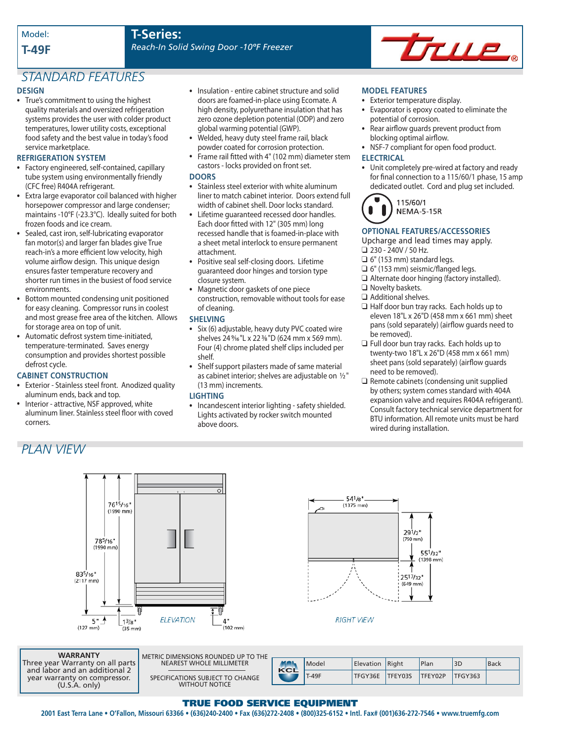Model:

**T-49F**

## T-Series:

*Reach-In Solid Swing Door -10°F Freezer*

# STANDARD FEATURES

### DESIGN

- True's commitment to using the highest quality materials and oversized refrigeration systems provides the user with colder product temperatures, lower utility costs, exceptional food safety and the best value in today's food service marketplace.

### REFRIGERATION SYSTEM

- Factory engineered, self-contained, capillary tube system using environmentally friendly (CFC free) R404A refrigerant.
- Extra large evaporator coil balanced with higher horsepower compressor and large condenser; maintains -10°F (-23.3°C). Ideally suited for both frozen foods and ice cream.
- Sealed, cast iron, self-lubricating evaporator fan motor(s) and larger fan blades give True reach-in's a more efficient low velocity, high volume airflow design. This unique design ensures faster temperature recovery and shorter run times in the busiest of food service environments.
- Bottom mounted condensing unit positioned for easy cleaning. Compressor runs in coolest and most grease free area of the kitchen. Allows for storage area on top of unit.
- Automatic defrost system time-initiated, temperature-terminated. Saves energy consumption and provides shortest possible defrost cycle.

### CABINET CONSTRUCTION

- Exterior - Stainless steel front. Anodized quality aluminum ends, back and top.
- Interior - attractive, NSF approved, white aluminum liner. Stainless steel floor with coved corners.
- Insulation - entire cabinet structure and solid doors are foamed-in-place using Ecomate. A high density, polyurethane insulation that has zero ozone depletion potential (ODP) and zero global warming potential (GWP).
- Welded, heavy duty steel frame rail, black powder coated for corrosion protection.
- Frame rail fitted with 4" (102 mm) diameter stem castors - locks provided on front set.

### DOORS

- Stainless steel exterior with white aluminum liner to match cabinet interior. Doors extend full width of cabinet shell. Door locks standard.
- Lifetime guaranteed recessed door handles. Each door fitted with 12" (305 mm) long recessed handle that is foamed-in-place with a sheet metal interlock to ensure permanent attachment.
- Positive seal self-closing doors. Lifetime guaranteed door hinges and torsion type closure system.
- Magnetic door gaskets of one piece construction, removable without tools for ease of cleaning.

### SHELVING

- Six (6) adjustable, heavy duty PVC coated wire shelves 24 9/16"L x 22 3/8"D (624 mm x 569 mm). Four (4) chrome plated shelf clips included per shelf.
- Shelf support pilasters made of same material as cabinet interior; shelves are adjustable on ½" (13 mm) increments.

### LIGHTING

- Incandescent interior lighting - safety shielded. Lights activated by rocker switch mounted above doors.

### MODEL FEATURES

- Exterior temperature display.
- Evaporator is epoxy coated to eliminate the potential of corrosion.
- Rear airflow guards prevent product from blocking optimal airflow.
- NSF-7 compliant for open food product.

### ELECTRICAL

- Unit completely pre-wired at factory and ready for final connection to a 115/60/1 phase, 15 amp dedicated outlet. Cord and plug set included.

115/60/1
NEMA-5-15R

### OPTIONAL FEATURES/ACCESSORIES

Upcharge and lead times may apply.

- ❑ 230 - 240V / 50 Hz.
- ❑ 6" (153 mm) standard legs.
- ❑ 6" (153 mm) seismic/flanged legs.
- ❑ Alternate door hinging (factory installed).
- ❑ Novelty baskets.
- ❑ Additional shelves.
- ❑ Half door bun tray racks. Each holds up to eleven 18"L x 26"D (458 mm x 661 mm) sheet pans (sold separately) (airflow guards need to be removed).
- ❑ Full door bun tray racks. Each holds up to twenty-two 18"L x 26"D (458 mm x 661 mm) sheet pans (sold separately) (airflow guards need to be removed).
- ❑ Remote cabinets (condensing unit supplied by others; system comes standard with 404A expansion valve and requires R404A refrigerant). Consult factory technical service department for BTU information. All remote units must be hard wired during installation.

# PLAN VIEW

76 15/16" (1990 mm)
78 5/16" (1990 mm)
83 5/16" (2117 mm)
5" (127 mm)
1 3/8" (35 mm)
ELEVATION
4" (102 mm)

54 1/8" (1375 mm)
29 1/2" (750 mm)
55 1/32" (1398 mm)
25 17/32" (649 mm)
RIGHT VIEW

**WARRANTY**
Three year Warranty on all parts and labor and an additional 2 year warranty on compressor. (U.S.A. only)

METRIC DIMENSIONS ROUNDED UP TO THE NEAREST WHOLE MILLIMETER

SPECIFICATIONS SUBJECT TO CHANGE WITHOUT NOTICE

| Model | Elevation | Right | Plan | 3D | Back |
|---|---|---|---|---|---|
| T-49F | TFGY36E | TFEY03S | TFEY02P | TFGY363 | |

**TRUE FOOD SERVICE EQUIPMENT**

2001 East Terra Lane • O'Fallon, Missouri 63366 • (636)240-2400 • Fax (636)272-2408 • (800)325-6152 • Intl. Fax# (001)636-272-7546 • www.truemfg.com